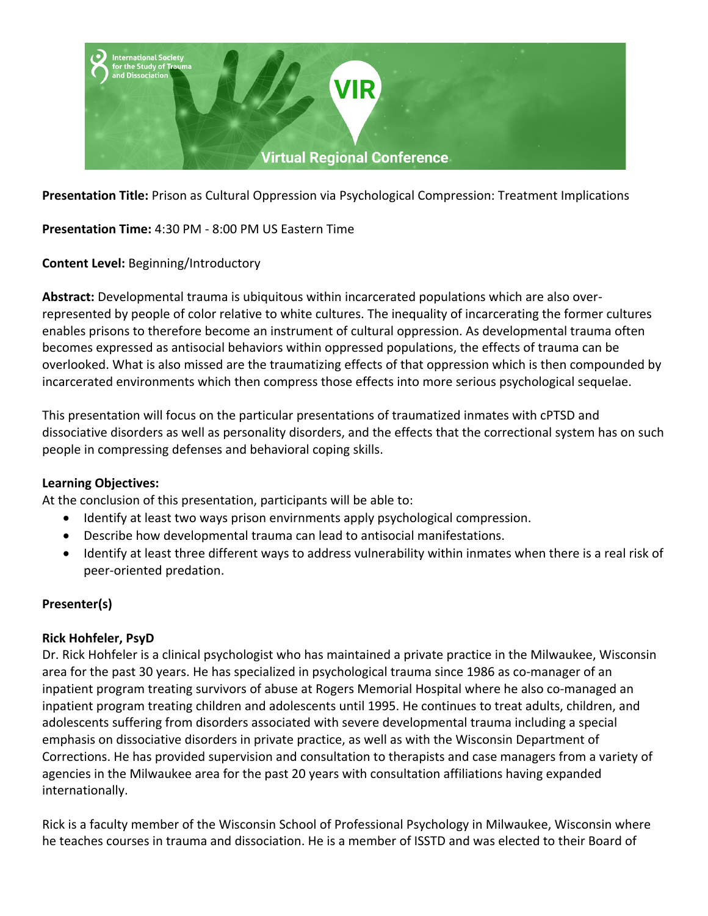**Presentation Title:** Prison as Cultural Oppression via Psychological Compression: Treatment Implications

**Presentation Time:** 4:30 PM - 8:00 PM US Eastern Time

**Content Level:** Beginning/Introductory

**Abstract:** Developmental trauma is ubiquitous within incarcerated populations which are also over-represented by people of color relative to white cultures. The inequality of incarcerating the former cultures enables prisons to therefore become an instrument of cultural oppression. As developmental trauma often becomes expressed as antisocial behaviors within oppressed populations, the effects of trauma can be overlooked. What is also missed are the traumatizing effects of that oppression which is then compounded by incarcerated environments which then compress those effects into more serious psychological sequelae.

This presentation will focus on the particular presentations of traumatized inmates with cPTSD and dissociative disorders as well as personality disorders, and the effects that the correctional system has on such people in compressing defenses and behavioral coping skills.

**Learning Objectives:**

At the conclusion of this presentation, participants will be able to:

- Identify at least two ways prison envirnments apply psychological compression.
- Describe how developmental trauma can lead to antisocial manifestations.
- Identify at least three different ways to address vulnerability within inmates when there is a real risk of peer-oriented predation.

**Presenter(s)**

**Rick Hohfeler, PsyD**

Dr. Rick Hohfeler is a clinical psychologist who has maintained a private practice in the Milwaukee, Wisconsin area for the past 30 years. He has specialized in psychological trauma since 1986 as co-manager of an inpatient program treating survivors of abuse at Rogers Memorial Hospital where he also co-managed an inpatient program treating children and adolescents until 1995. He continues to treat adults, children, and adolescents suffering from disorders associated with severe developmental trauma including a special emphasis on dissociative disorders in private practice, as well as with the Wisconsin Department of Corrections. He has provided supervision and consultation to therapists and case managers from a variety of agencies in the Milwaukee area for the past 20 years with consultation affiliations having expanded internationally.

Rick is a faculty member of the Wisconsin School of Professional Psychology in Milwaukee, Wisconsin where he teaches courses in trauma and dissociation. He is a member of ISSTD and was elected to their Board of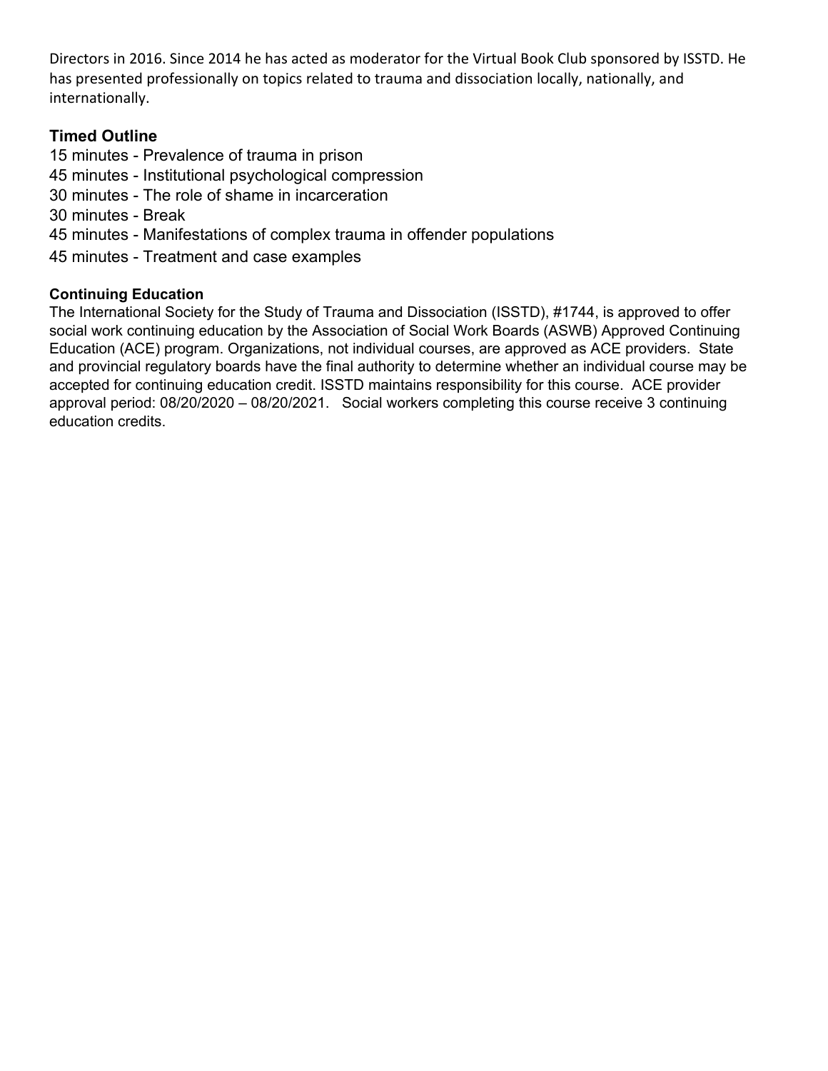Directors in 2016. Since 2014 he has acted as moderator for the Virtual Book Club sponsored by ISSTD. He has presented professionally on topics related to trauma and dissociation locally, nationally, and internationally.

### Timed Outline

15 minutes - Prevalence of trauma in prison
45 minutes - Institutional psychological compression
30 minutes - The role of shame in incarceration
30 minutes - Break
45 minutes - Manifestations of complex trauma in offender populations
45 minutes - Treatment and case examples

#### Continuing Education

The International Society for the Study of Trauma and Dissociation (ISSTD), #1744, is approved to offer social work continuing education by the Association of Social Work Boards (ASWB) Approved Continuing Education (ACE) program. Organizations, not individual courses, are approved as ACE providers. State and provincial regulatory boards have the final authority to determine whether an individual course may be accepted for continuing education credit. ISSTD maintains responsibility for this course. ACE provider approval period: 08/20/2020 – 08/20/2021. Social workers completing this course receive 3 continuing education credits.